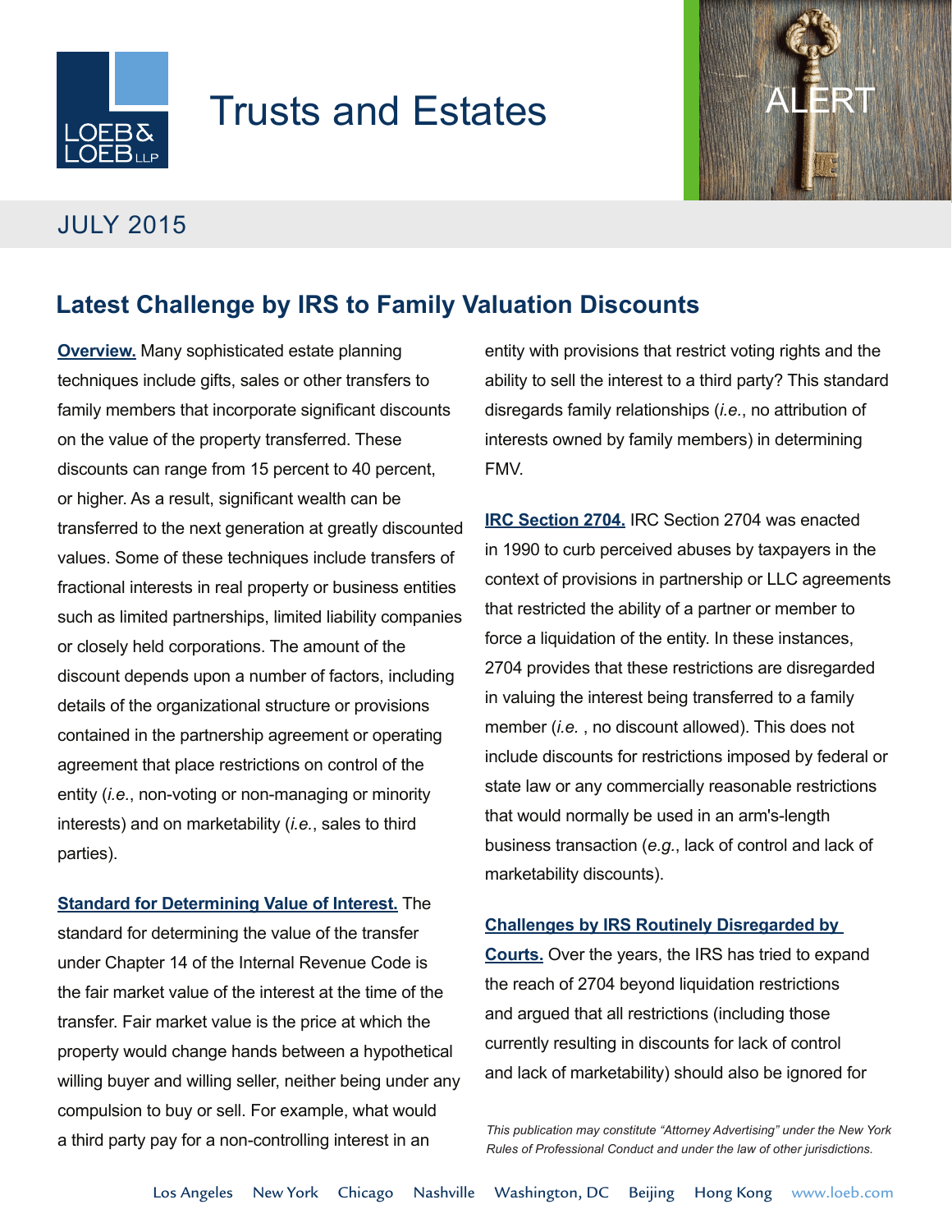# Trusts and Estates

ALERT

JULY 2015

## Latest Challenge by IRS to Family Valuation Discounts

**Overview.** Many sophisticated estate planning techniques include gifts, sales or other transfers to family members that incorporate significant discounts on the value of the property transferred. These discounts can range from 15 percent to 40 percent, or higher. As a result, significant wealth can be transferred to the next generation at greatly discounted values. Some of these techniques include transfers of fractional interests in real property or business entities such as limited partnerships, limited liability companies or closely held corporations. The amount of the discount depends upon a number of factors, including details of the organizational structure or provisions contained in the partnership agreement or operating agreement that place restrictions on control of the entity (*i.e.*, non-voting or non-managing or minority interests) and on marketability (*i.e.*, sales to third parties).

**Standard for Determining Value of Interest.** The standard for determining the value of the transfer under Chapter 14 of the Internal Revenue Code is the fair market value of the interest at the time of the transfer. Fair market value is the price at which the property would change hands between a hypothetical willing buyer and willing seller, neither being under any compulsion to buy or sell. For example, what would a third party pay for a non-controlling interest in an entity with provisions that restrict voting rights and the ability to sell the interest to a third party? This standard disregards family relationships (*i.e.*, no attribution of interests owned by family members) in determining FMV.

**IRC Section 2704.** IRC Section 2704 was enacted in 1990 to curb perceived abuses by taxpayers in the context of provisions in partnership or LLC agreements that restricted the ability of a partner or member to force a liquidation of the entity. In these instances, 2704 provides that these restrictions are disregarded in valuing the interest being transferred to a family member (*i.e.* , no discount allowed). This does not include discounts for restrictions imposed by federal or state law or any commercially reasonable restrictions that would normally be used in an arm's-length business transaction (*e.g.*, lack of control and lack of marketability discounts).

**Challenges by IRS Routinely Disregarded by Courts.** Over the years, the IRS has tried to expand the reach of 2704 beyond liquidation restrictions and argued that all restrictions (including those currently resulting in discounts for lack of control and lack of marketability) should also be ignored for

*This publication may constitute "Attorney Advertising" under the New York Rules of Professional Conduct and under the law of other jurisdictions.*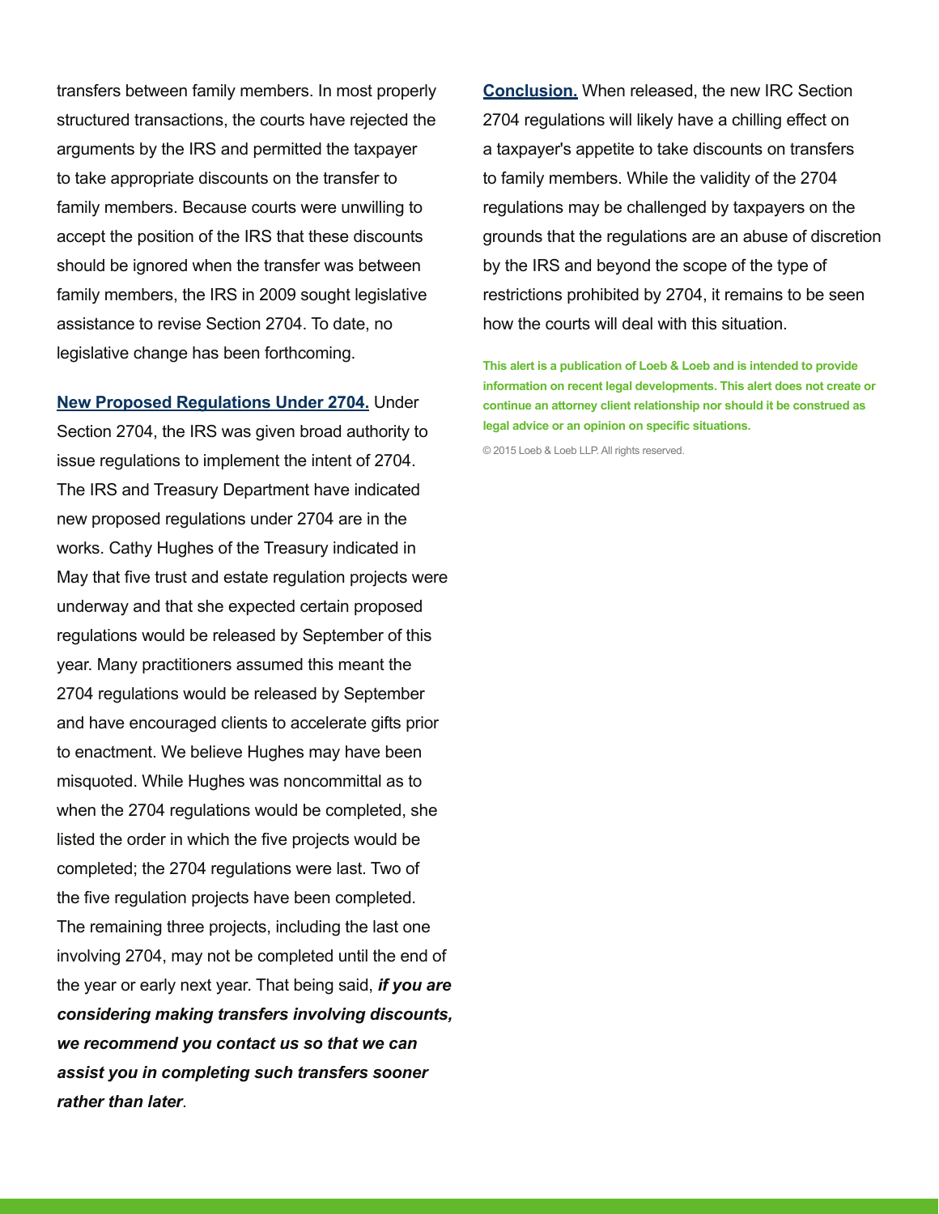transfers between family members. In most properly structured transactions, the courts have rejected the arguments by the IRS and permitted the taxpayer to take appropriate discounts on the transfer to family members. Because courts were unwilling to accept the position of the IRS that these discounts should be ignored when the transfer was between family members, the IRS in 2009 sought legislative assistance to revise Section 2704. To date, no legislative change has been forthcoming.

**New Proposed Regulations Under 2704.** Under Section 2704, the IRS was given broad authority to issue regulations to implement the intent of 2704. The IRS and Treasury Department have indicated new proposed regulations under 2704 are in the works. Cathy Hughes of the Treasury indicated in May that five trust and estate regulation projects were underway and that she expected certain proposed regulations would be released by September of this year. Many practitioners assumed this meant the 2704 regulations would be released by September and have encouraged clients to accelerate gifts prior to enactment. We believe Hughes may have been misquoted. While Hughes was noncommittal as to when the 2704 regulations would be completed, she listed the order in which the five projects would be completed; the 2704 regulations were last. Two of the five regulation projects have been completed. The remaining three projects, including the last one involving 2704, may not be completed until the end of the year or early next year. That being said, ***if you are considering making transfers involving discounts, we recommend you contact us so that we can assist you in completing such transfers sooner rather than later***.

**Conclusion.** When released, the new IRC Section 2704 regulations will likely have a chilling effect on a taxpayer's appetite to take discounts on transfers to family members. While the validity of the 2704 regulations may be challenged by taxpayers on the grounds that the regulations are an abuse of discretion by the IRS and beyond the scope of the type of restrictions prohibited by 2704, it remains to be seen how the courts will deal with this situation.

**This alert is a publication of Loeb & Loeb and is intended to provide information on recent legal developments. This alert does not create or continue an attorney client relationship nor should it be construed as legal advice or an opinion on specific situations.**

© 2015 Loeb & Loeb LLP. All rights reserved.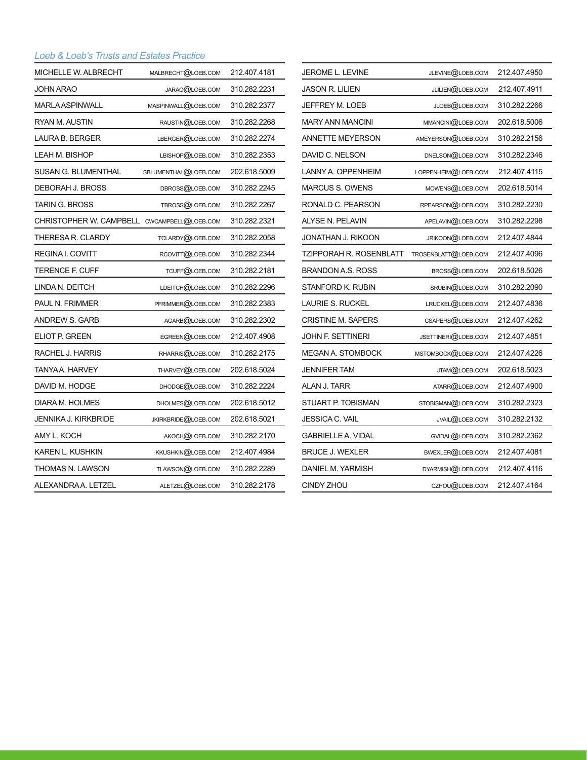*Loeb & Loeb's Trusts and Estates Practice*

| | | |
|---|---|---|
| MICHELLE W. ALBRECHT | MALBRECHT@LOEB.COM | 212.407.4181 |
| JOHN ARAO | JARAO@LOEB.COM | 310.282.2231 |
| MARLA ASPINWALL | MASPINWALL@LOEB.COM | 310.282.2377 |
| RYAN M. AUSTIN | RAUSTIN@LOEB.COM | 310.282.2268 |
| LAURA B. BERGER | LBERGER@LOEB.COM | 310.282.2274 |
| LEAH M. BISHOP | LBISHOP@LOEB.COM | 310.282.2353 |
| SUSAN G. BLUMENTHAL | SBLUMENTHAL@LOEB.COM | 202.618.5009 |
| DEBORAH J. BROSS | DBROSS@LOEB.COM | 310.282.2245 |
| TARIN G. BROSS | TBROSS@LOEB.COM | 310.282.2267 |
| CHRISTOPHER W. CAMPBELL | CWCAMPBELL@LOEB.COM | 310.282.2321 |
| THERESA R. CLARDY | TCLARDY@LOEB.COM | 310.282.2058 |
| REGINA I. COVITT | RCOVITT@LOEB.COM | 310.282.2344 |
| TERENCE F. CUFF | TCUFF@LOEB.COM | 310.282.2181 |
| LINDA N. DEITCH | LDEITCH@LOEB.COM | 310.282.2296 |
| PAUL N. FRIMMER | PFRIMMER@LOEB.COM | 310.282.2383 |
| ANDREW S. GARB | AGARB@LOEB.COM | 310.282.2302 |
| ELIOT P. GREEN | EGREEN@LOEB.COM | 212.407.4908 |
| RACHEL J. HARRIS | RHARRIS@LOEB.COM | 310.282.2175 |
| TANYA A. HARVEY | THARVEY@LOEB.COM | 202.618.5024 |
| DAVID M. HODGE | DHODGE@LOEB.COM | 310.282.2224 |
| DIARA M. HOLMES | DHOLMES@LOEB.COM | 202.618.5012 |
| JENNIKA J. KIRKBRIDE | JKIRKBRIDE@LOEB.COM | 202.618.5021 |
| AMY L. KOCH | AKOCH@LOEB.COM | 310.282.2170 |
| KAREN L. KUSHKIN | KKUSHKIN@LOEB.COM | 212.407.4984 |
| THOMAS N. LAWSON | TLAWSON@LOEB.COM | 310.282.2289 |
| ALEXANDRA A. LETZEL | ALETZEL@LOEB.COM | 310.282.2178 |
| JEROME L. LEVINE | JLEVINE@LOEB.COM | 212.407.4950 |
| JASON R. LILIEN | JLILIEN@LOEB.COM | 212.407.4911 |
| JEFFREY M. LOEB | JLOEB@LOEB.COM | 310.282.2266 |
| MARY ANN MANCINI | MMANCINI@LOEB.COM | 202.618.5006 |
| ANNETTE MEYERSON | AMEYERSON@LOEB.COM | 310.282.2156 |
| DAVID C. NELSON | DNELSON@LOEB.COM | 310.282.2346 |
| LANNY A. OPPENHEIM | LOPPENHEIM@LOEB.COM | 212.407.4115 |
| MARCUS S. OWENS | MOWENS@LOEB.COM | 202.618.5014 |
| RONALD C. PEARSON | RPEARSON@LOEB.COM | 310.282.2230 |
| ALYSE N. PELAVIN | APELAVIN@LOEB.COM | 310.282.2298 |
| JONATHAN J. RIKOON | JRIKOON@LOEB.COM | 212.407.4844 |
| TZIPPORAH R. ROSENBLATT | TROSENBLATT@LOEB.COM | 212.407.4096 |
| BRANDON A.S. ROSS | BROSS@LOEB.COM | 202.618.5026 |
| STANFORD K. RUBIN | SRUBIN@LOEB.COM | 310.282.2090 |
| LAURIE S. RUCKEL | LRUCKEL@LOEB.COM | 212.407.4836 |
| CRISTINE M. SAPERS | CSAPERS@LOEB.COM | 212.407.4262 |
| JOHN F. SETTINERI | JSETTINERI@LOEB.COM | 212.407.4851 |
| MEGAN A. STOMBOCK | MSTOMBOCK@LOEB.COM | 212.407.4226 |
| JENNIFER TAM | JTAM@LOEB.COM | 202.618.5023 |
| ALAN J. TARR | ATARR@LOEB.COM | 212.407.4900 |
| STUART P. TOBISMAN | STOBISMAN@LOEB.COM | 310.282.2323 |
| JESSICA C. VAIL | JVAIL@LOEB.COM | 310.282.2132 |
| GABRIELLE A. VIDAL | GVIDAL@LOEB.COM | 310.282.2362 |
| BRUCE J. WEXLER | BWEXLER@LOEB.COM | 212.407.4081 |
| DANIEL M. YARMISH | DYARMISH@LOEB.COM | 212.407.4116 |
| CINDY ZHOU | CZHOU@LOEB.COM | 212.407.4164 |